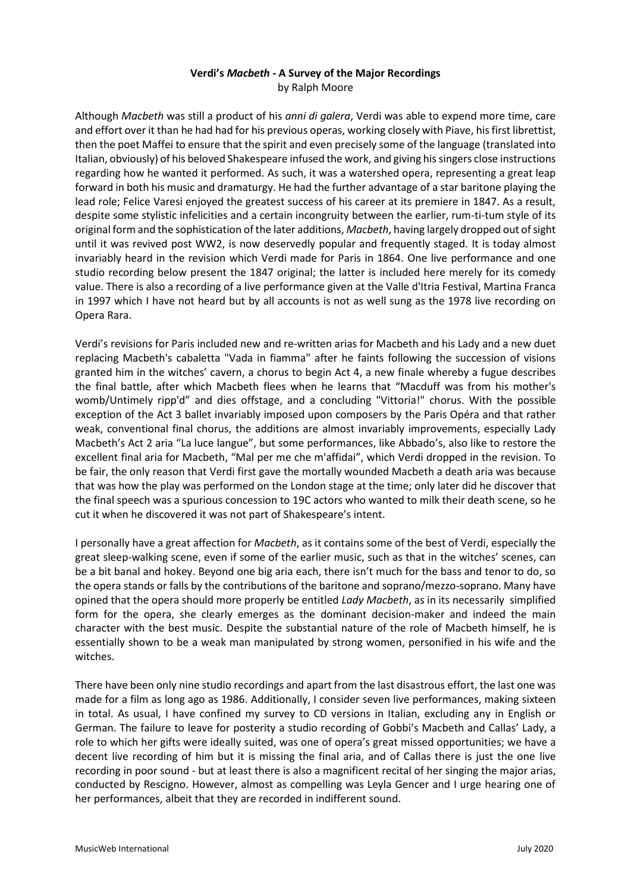**Verdi's *Macbeth* - A Survey of the Major Recordings**

by Ralph Moore

Although *Macbeth* was still a product of his *anni di galera*, Verdi was able to expend more time, care and effort over it than he had had for his previous operas, working closely with Piave, his first librettist, then the poet Maffei to ensure that the spirit and even precisely some of the language (translated into Italian, obviously) of his beloved Shakespeare infused the work, and giving his singers close instructions regarding how he wanted it performed. As such, it was a watershed opera, representing a great leap forward in both his music and dramaturgy. He had the further advantage of a star baritone playing the lead role; Felice Varesi enjoyed the greatest success of his career at its premiere in 1847. As a result, despite some stylistic infelicities and a certain incongruity between the earlier, rum-ti-tum style of its original form and the sophistication of the later additions, *Macbeth*, having largely dropped out of sight until it was revived post WW2, is now deservedly popular and frequently staged. It is today almost invariably heard in the revision which Verdi made for Paris in 1864. One live performance and one studio recording below present the 1847 original; the latter is included here merely for its comedy value. There is also a recording of a live performance given at the Valle d'Itria Festival, Martina Franca in 1997 which I have not heard but by all accounts is not as well sung as the 1978 live recording on Opera Rara.

Verdi's revisions for Paris included new and re-written arias for Macbeth and his Lady and a new duet replacing Macbeth's cabaletta "Vada in fiamma" after he faints following the succession of visions granted him in the witches' cavern, a chorus to begin Act 4, a new finale whereby a fugue describes the final battle, after which Macbeth flees when he learns that "Macduff was from his mother's womb/Untimely ripp'd" and dies offstage, and a concluding "Vittoria!" chorus. With the possible exception of the Act 3 ballet invariably imposed upon composers by the Paris Opéra and that rather weak, conventional final chorus, the additions are almost invariably improvements, especially Lady Macbeth's Act 2 aria "La luce langue", but some performances, like Abbado's, also like to restore the excellent final aria for Macbeth, "Mal per me che m'affidai", which Verdi dropped in the revision. To be fair, the only reason that Verdi first gave the mortally wounded Macbeth a death aria was because that was how the play was performed on the London stage at the time; only later did he discover that the final speech was a spurious concession to 19C actors who wanted to milk their death scene, so he cut it when he discovered it was not part of Shakespeare's intent.

I personally have a great affection for *Macbeth*, as it contains some of the best of Verdi, especially the great sleep-walking scene, even if some of the earlier music, such as that in the witches' scenes, can be a bit banal and hokey. Beyond one big aria each, there isn't much for the bass and tenor to do, so the opera stands or falls by the contributions of the baritone and soprano/mezzo-soprano. Many have opined that the opera should more properly be entitled *Lady Macbeth*, as in its necessarily simplified form for the opera, she clearly emerges as the dominant decision-maker and indeed the main character with the best music. Despite the substantial nature of the role of Macbeth himself, he is essentially shown to be a weak man manipulated by strong women, personified in his wife and the witches.

There have been only nine studio recordings and apart from the last disastrous effort, the last one was made for a film as long ago as 1986. Additionally, I consider seven live performances, making sixteen in total. As usual, I have confined my survey to CD versions in Italian, excluding any in English or German. The failure to leave for posterity a studio recording of Gobbi's Macbeth and Callas' Lady, a role to which her gifts were ideally suited, was one of opera's great missed opportunities; we have a decent live recording of him but it is missing the final aria, and of Callas there is just the one live recording in poor sound - but at least there is also a magnificent recital of her singing the major arias, conducted by Rescigno. However, almost as compelling was Leyla Gencer and I urge hearing one of her performances, albeit that they are recorded in indifferent sound.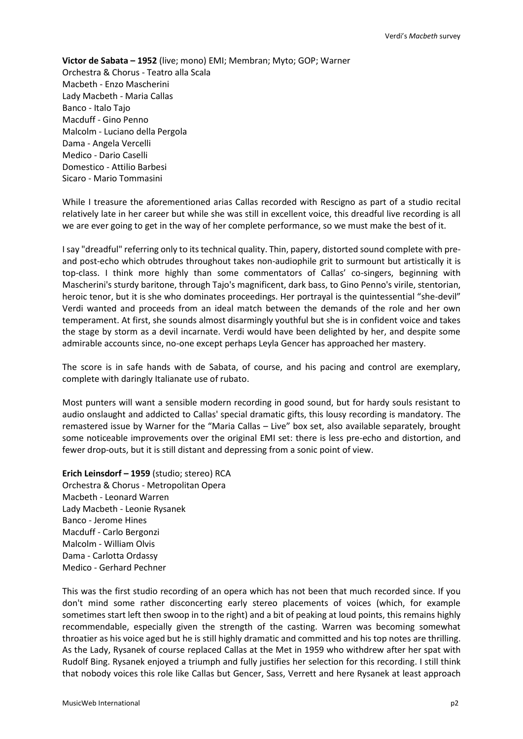**Victor de Sabata – 1952** (live; mono) EMI; Membran; Myto; GOP; Warner
Orchestra & Chorus - Teatro alla Scala
Macbeth - Enzo Mascherini
Lady Macbeth - Maria Callas
Banco - Italo Tajo
Macduff - Gino Penno
Malcolm - Luciano della Pergola
Dama - Angela Vercelli
Medico - Dario Caselli
Domestico - Attilio Barbesi
Sicaro - Mario Tommasini

While I treasure the aforementioned arias Callas recorded with Rescigno as part of a studio recital relatively late in her career but while she was still in excellent voice, this dreadful live recording is all we are ever going to get in the way of her complete performance, so we must make the best of it.

I say "dreadful" referring only to its technical quality. Thin, papery, distorted sound complete with pre- and post-echo which obtrudes throughout takes non-audiophile grit to surmount but artistically it is top-class. I think more highly than some commentators of Callas' co-singers, beginning with Mascherini's sturdy baritone, through Tajo's magnificent, dark bass, to Gino Penno's virile, stentorian, heroic tenor, but it is she who dominates proceedings. Her portrayal is the quintessential "she-devil" Verdi wanted and proceeds from an ideal match between the demands of the role and her own temperament. At first, she sounds almost disarmingly youthful but she is in confident voice and takes the stage by storm as a devil incarnate. Verdi would have been delighted by her, and despite some admirable accounts since, no-one except perhaps Leyla Gencer has approached her mastery.

The score is in safe hands with de Sabata, of course, and his pacing and control are exemplary, complete with daringly Italianate use of rubato.

Most punters will want a sensible modern recording in good sound, but for hardy souls resistant to audio onslaught and addicted to Callas' special dramatic gifts, this lousy recording is mandatory. The remastered issue by Warner for the "Maria Callas – Live" box set, also available separately, brought some noticeable improvements over the original EMI set: there is less pre-echo and distortion, and fewer drop-outs, but it is still distant and depressing from a sonic point of view.

**Erich Leinsdorf – 1959** (studio; stereo) RCA
Orchestra & Chorus - Metropolitan Opera
Macbeth - Leonard Warren
Lady Macbeth - Leonie Rysanek
Banco - Jerome Hines
Macduff - Carlo Bergonzi
Malcolm - William Olvis
Dama - Carlotta Ordassy
Medico - Gerhard Pechner

This was the first studio recording of an opera which has not been that much recorded since. If you don't mind some rather disconcerting early stereo placements of voices (which, for example sometimes start left then swoop in to the right) and a bit of peaking at loud points, this remains highly recommendable, especially given the strength of the casting. Warren was becoming somewhat throatier as his voice aged but he is still highly dramatic and committed and his top notes are thrilling. As the Lady, Rysanek of course replaced Callas at the Met in 1959 who withdrew after her spat with Rudolf Bing. Rysanek enjoyed a triumph and fully justifies her selection for this recording. I still think that nobody voices this role like Callas but Gencer, Sass, Verrett and here Rysanek at least approach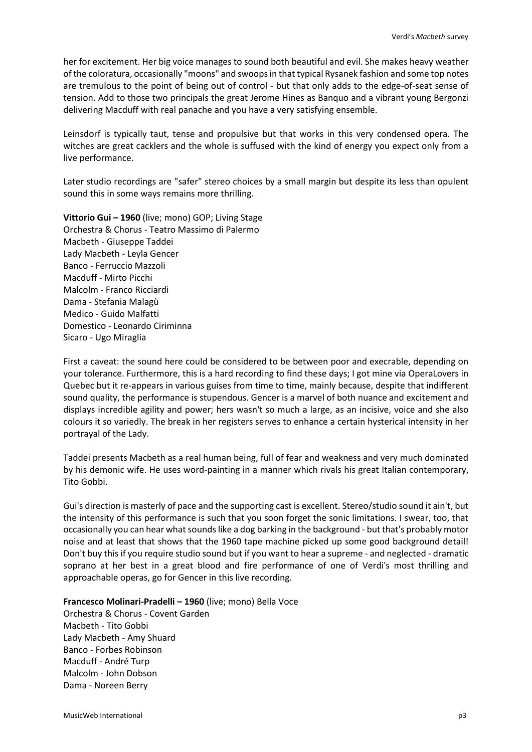her for excitement. Her big voice manages to sound both beautiful and evil. She makes heavy weather of the coloratura, occasionally "moons" and swoops in that typical Rysanek fashion and some top notes are tremulous to the point of being out of control - but that only adds to the edge-of-seat sense of tension. Add to those two principals the great Jerome Hines as Banquo and a vibrant young Bergonzi delivering Macduff with real panache and you have a very satisfying ensemble.

Leinsdorf is typically taut, tense and propulsive but that works in this very condensed opera. The witches are great cacklers and the whole is suffused with the kind of energy you expect only from a live performance.

Later studio recordings are "safer" stereo choices by a small margin but despite its less than opulent sound this in some ways remains more thrilling.

**Vittorio Gui – 1960** (live; mono) GOP; Living Stage
Orchestra & Chorus - Teatro Massimo di Palermo
Macbeth - Giuseppe Taddei
Lady Macbeth - Leyla Gencer
Banco - Ferruccio Mazzoli
Macduff - Mirto Picchi
Malcolm - Franco Ricciardi
Dama - Stefania Malagù
Medico - Guido Malfatti
Domestico - Leonardo Ciriminna
Sicaro - Ugo Miraglia

First a caveat: the sound here could be considered to be between poor and execrable, depending on your tolerance. Furthermore, this is a hard recording to find these days; I got mine via OperaLovers in Quebec but it re-appears in various guises from time to time, mainly because, despite that indifferent sound quality, the performance is stupendous. Gencer is a marvel of both nuance and excitement and displays incredible agility and power; hers wasn't so much a large, as an incisive, voice and she also colours it so variedly. The break in her registers serves to enhance a certain hysterical intensity in her portrayal of the Lady.

Taddei presents Macbeth as a real human being, full of fear and weakness and very much dominated by his demonic wife. He uses word-painting in a manner which rivals his great Italian contemporary, Tito Gobbi.

Gui's direction is masterly of pace and the supporting cast is excellent. Stereo/studio sound it ain't, but the intensity of this performance is such that you soon forget the sonic limitations. I swear, too, that occasionally you can hear what sounds like a dog barking in the background - but that's probably motor noise and at least that shows that the 1960 tape machine picked up some good background detail! Don't buy this if you require studio sound but if you want to hear a supreme - and neglected - dramatic soprano at her best in a great blood and fire performance of one of Verdi's most thrilling and approachable operas, go for Gencer in this live recording.

**Francesco Molinari-Pradelli – 1960** (live; mono) Bella Voce
Orchestra & Chorus - Covent Garden
Macbeth - Tito Gobbi
Lady Macbeth - Amy Shuard
Banco - Forbes Robinson
Macduff - André Turp
Malcolm - John Dobson
Dama - Noreen Berry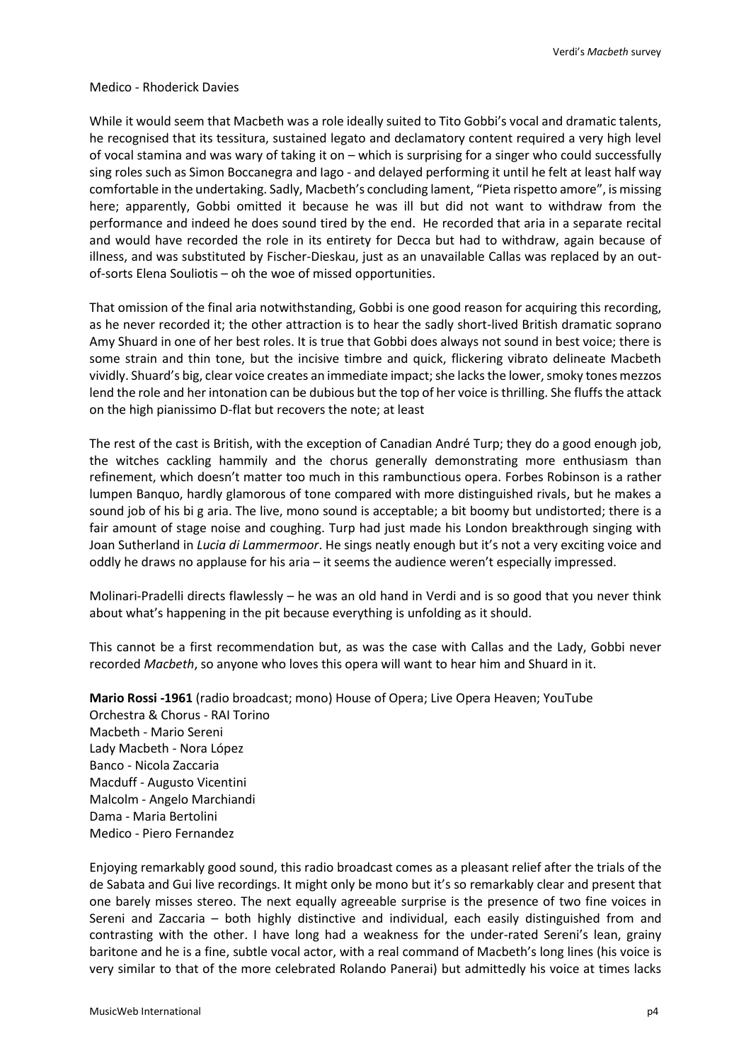Medico - Rhoderick Davies

While it would seem that Macbeth was a role ideally suited to Tito Gobbi's vocal and dramatic talents, he recognised that its tessitura, sustained legato and declamatory content required a very high level of vocal stamina and was wary of taking it on – which is surprising for a singer who could successfully sing roles such as Simon Boccanegra and Iago - and delayed performing it until he felt at least half way comfortable in the undertaking. Sadly, Macbeth's concluding lament, "Pieta rispetto amore", is missing here; apparently, Gobbi omitted it because he was ill but did not want to withdraw from the performance and indeed he does sound tired by the end. He recorded that aria in a separate recital and would have recorded the role in its entirety for Decca but had to withdraw, again because of illness, and was substituted by Fischer-Dieskau, just as an unavailable Callas was replaced by an out-of-sorts Elena Souliotis – oh the woe of missed opportunities.

That omission of the final aria notwithstanding, Gobbi is one good reason for acquiring this recording, as he never recorded it; the other attraction is to hear the sadly short-lived British dramatic soprano Amy Shuard in one of her best roles. It is true that Gobbi does always not sound in best voice; there is some strain and thin tone, but the incisive timbre and quick, flickering vibrato delineate Macbeth vividly. Shuard's big, clear voice creates an immediate impact; she lacks the lower, smoky tones mezzos lend the role and her intonation can be dubious but the top of her voice is thrilling. She fluffs the attack on the high pianissimo D-flat but recovers the note; at least

The rest of the cast is British, with the exception of Canadian André Turp; they do a good enough job, the witches cackling hammily and the chorus generally demonstrating more enthusiasm than refinement, which doesn't matter too much in this rambunctious opera. Forbes Robinson is a rather lumpen Banquo, hardly glamorous of tone compared with more distinguished rivals, but he makes a sound job of his bi g aria. The live, mono sound is acceptable; a bit boomy but undistorted; there is a fair amount of stage noise and coughing. Turp had just made his London breakthrough singing with Joan Sutherland in *Lucia di Lammermoor*. He sings neatly enough but it's not a very exciting voice and oddly he draws no applause for his aria – it seems the audience weren't especially impressed.

Molinari-Pradelli directs flawlessly – he was an old hand in Verdi and is so good that you never think about what's happening in the pit because everything is unfolding as it should.

This cannot be a first recommendation but, as was the case with Callas and the Lady, Gobbi never recorded *Macbeth*, so anyone who loves this opera will want to hear him and Shuard in it.

**Mario Rossi -1961** (radio broadcast; mono) House of Opera; Live Opera Heaven; YouTube
Orchestra & Chorus - RAI Torino
Macbeth - Mario Sereni
Lady Macbeth - Nora López
Banco - Nicola Zaccaria
Macduff - Augusto Vicentini
Malcolm - Angelo Marchiandi
Dama - Maria Bertolini
Medico - Piero Fernandez

Enjoying remarkably good sound, this radio broadcast comes as a pleasant relief after the trials of the de Sabata and Gui live recordings. It might only be mono but it's so remarkably clear and present that one barely misses stereo. The next equally agreeable surprise is the presence of two fine voices in Sereni and Zaccaria – both highly distinctive and individual, each easily distinguished from and contrasting with the other. I have long had a weakness for the under-rated Sereni's lean, grainy baritone and he is a fine, subtle vocal actor, with a real command of Macbeth's long lines (his voice is very similar to that of the more celebrated Rolando Panerai) but admittedly his voice at times lacks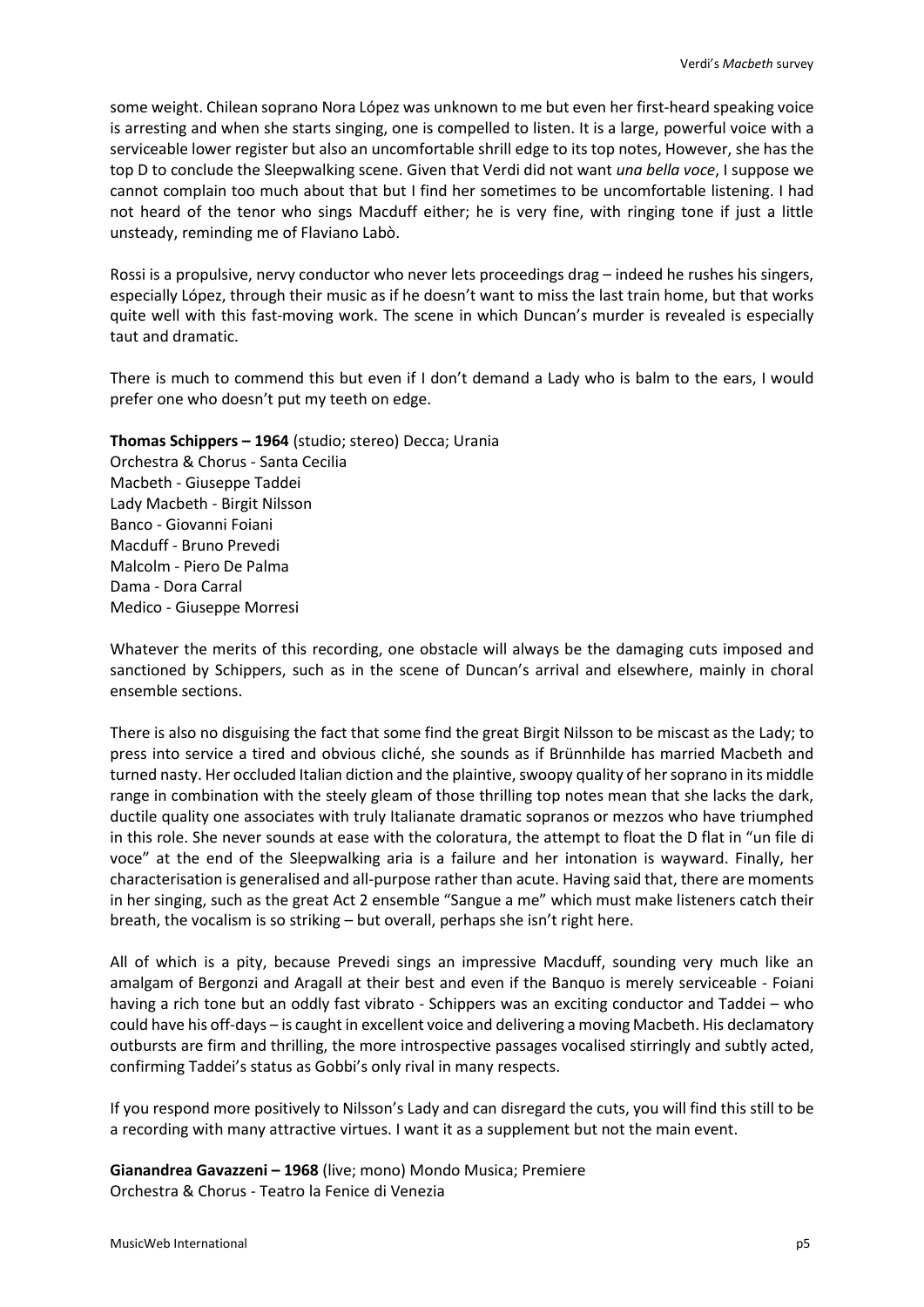some weight. Chilean soprano Nora López was unknown to me but even her first-heard speaking voice is arresting and when she starts singing, one is compelled to listen. It is a large, powerful voice with a serviceable lower register but also an uncomfortable shrill edge to its top notes, However, she has the top D to conclude the Sleepwalking scene. Given that Verdi did not want *una bella voce*, I suppose we cannot complain too much about that but I find her sometimes to be uncomfortable listening. I had not heard of the tenor who sings Macduff either; he is very fine, with ringing tone if just a little unsteady, reminding me of Flaviano Labò.

Rossi is a propulsive, nervy conductor who never lets proceedings drag – indeed he rushes his singers, especially López, through their music as if he doesn't want to miss the last train home, but that works quite well with this fast-moving work. The scene in which Duncan's murder is revealed is especially taut and dramatic.

There is much to commend this but even if I don't demand a Lady who is balm to the ears, I would prefer one who doesn't put my teeth on edge.

**Thomas Schippers – 1964** (studio; stereo) Decca; Urania
Orchestra & Chorus - Santa Cecilia
Macbeth - Giuseppe Taddei
Lady Macbeth - Birgit Nilsson
Banco - Giovanni Foiani
Macduff - Bruno Prevedi
Malcolm - Piero De Palma
Dama - Dora Carral
Medico - Giuseppe Morresi

Whatever the merits of this recording, one obstacle will always be the damaging cuts imposed and sanctioned by Schippers, such as in the scene of Duncan's arrival and elsewhere, mainly in choral ensemble sections.

There is also no disguising the fact that some find the great Birgit Nilsson to be miscast as the Lady; to press into service a tired and obvious cliché, she sounds as if Brünnhilde has married Macbeth and turned nasty. Her occluded Italian diction and the plaintive, swoopy quality of her soprano in its middle range in combination with the steely gleam of those thrilling top notes mean that she lacks the dark, ductile quality one associates with truly Italianate dramatic sopranos or mezzos who have triumphed in this role. She never sounds at ease with the coloratura, the attempt to float the D flat in "un file di voce" at the end of the Sleepwalking aria is a failure and her intonation is wayward. Finally, her characterisation is generalised and all-purpose rather than acute. Having said that, there are moments in her singing, such as the great Act 2 ensemble "Sangue a me" which must make listeners catch their breath, the vocalism is so striking – but overall, perhaps she isn't right here.

All of which is a pity, because Prevedi sings an impressive Macduff, sounding very much like an amalgam of Bergonzi and Aragall at their best and even if the Banquo is merely serviceable - Foiani having a rich tone but an oddly fast vibrato - Schippers was an exciting conductor and Taddei – who could have his off-days – is caught in excellent voice and delivering a moving Macbeth. His declamatory outbursts are firm and thrilling, the more introspective passages vocalised stirringly and subtly acted, confirming Taddei's status as Gobbi's only rival in many respects.

If you respond more positively to Nilsson's Lady and can disregard the cuts, you will find this still to be a recording with many attractive virtues. I want it as a supplement but not the main event.

**Gianandrea Gavazzeni – 1968** (live; mono) Mondo Musica; Premiere
Orchestra & Chorus - Teatro la Fenice di Venezia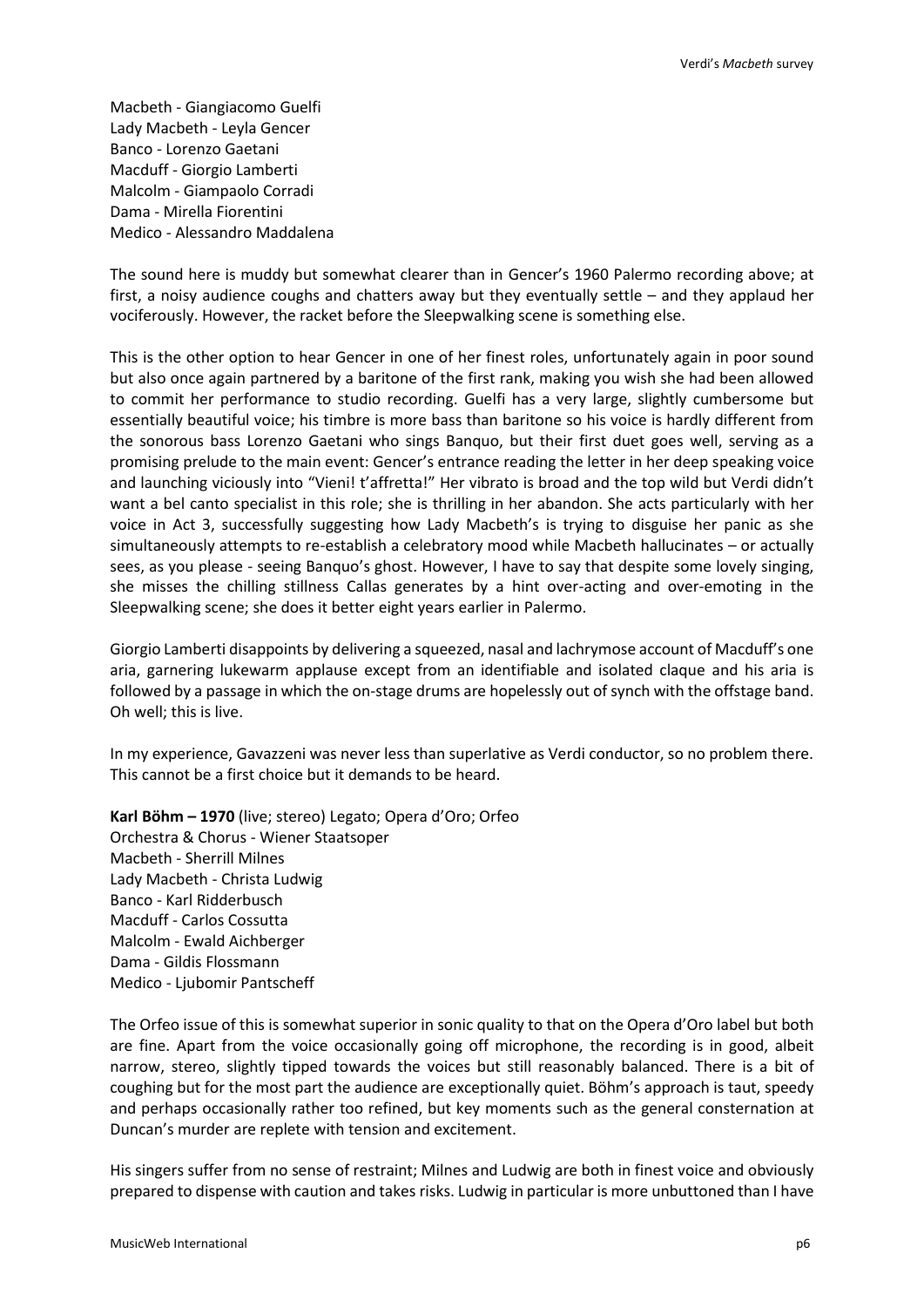Macbeth - Giangiacomo Guelfi
Lady Macbeth - Leyla Gencer
Banco - Lorenzo Gaetani
Macduff - Giorgio Lamberti
Malcolm - Giampaolo Corradi
Dama - Mirella Fiorentini
Medico - Alessandro Maddalena

The sound here is muddy but somewhat clearer than in Gencer's 1960 Palermo recording above; at first, a noisy audience coughs and chatters away but they eventually settle – and they applaud her vociferously. However, the racket before the Sleepwalking scene is something else.

This is the other option to hear Gencer in one of her finest roles, unfortunately again in poor sound but also once again partnered by a baritone of the first rank, making you wish she had been allowed to commit her performance to studio recording. Guelfi has a very large, slightly cumbersome but essentially beautiful voice; his timbre is more bass than baritone so his voice is hardly different from the sonorous bass Lorenzo Gaetani who sings Banquo, but their first duet goes well, serving as a promising prelude to the main event: Gencer's entrance reading the letter in her deep speaking voice and launching viciously into "Vieni! t'affretta!" Her vibrato is broad and the top wild but Verdi didn't want a bel canto specialist in this role; she is thrilling in her abandon. She acts particularly with her voice in Act 3, successfully suggesting how Lady Macbeth's is trying to disguise her panic as she simultaneously attempts to re-establish a celebratory mood while Macbeth hallucinates – or actually sees, as you please - seeing Banquo's ghost. However, I have to say that despite some lovely singing, she misses the chilling stillness Callas generates by a hint over-acting and over-emoting in the Sleepwalking scene; she does it better eight years earlier in Palermo.

Giorgio Lamberti disappoints by delivering a squeezed, nasal and lachrymose account of Macduff's one aria, garnering lukewarm applause except from an identifiable and isolated claque and his aria is followed by a passage in which the on-stage drums are hopelessly out of synch with the offstage band. Oh well; this is live.

In my experience, Gavazzeni was never less than superlative as Verdi conductor, so no problem there. This cannot be a first choice but it demands to be heard.

**Karl Böhm – 1970** (live; stereo) Legato; Opera d'Oro; Orfeo
Orchestra & Chorus - Wiener Staatsoper
Macbeth - Sherrill Milnes
Lady Macbeth - Christa Ludwig
Banco - Karl Ridderbusch
Macduff - Carlos Cossutta
Malcolm - Ewald Aichberger
Dama - Gildis Flossmann
Medico - Ljubomir Pantscheff

The Orfeo issue of this is somewhat superior in sonic quality to that on the Opera d'Oro label but both are fine. Apart from the voice occasionally going off microphone, the recording is in good, albeit narrow, stereo, slightly tipped towards the voices but still reasonably balanced. There is a bit of coughing but for the most part the audience are exceptionally quiet. Böhm's approach is taut, speedy and perhaps occasionally rather too refined, but key moments such as the general consternation at Duncan's murder are replete with tension and excitement.

His singers suffer from no sense of restraint; Milnes and Ludwig are both in finest voice and obviously prepared to dispense with caution and takes risks. Ludwig in particular is more unbuttoned than I have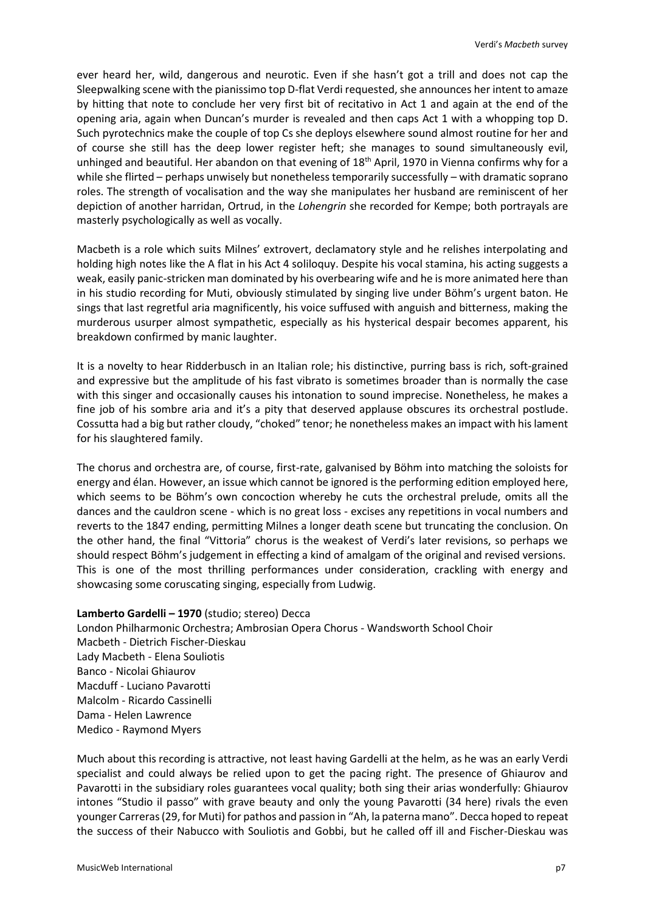ever heard her, wild, dangerous and neurotic. Even if she hasn't got a trill and does not cap the Sleepwalking scene with the pianissimo top D-flat Verdi requested, she announces her intent to amaze by hitting that note to conclude her very first bit of recitativo in Act 1 and again at the end of the opening aria, again when Duncan's murder is revealed and then caps Act 1 with a whopping top D. Such pyrotechnics make the couple of top Cs she deploys elsewhere sound almost routine for her and of course she still has the deep lower register heft; she manages to sound simultaneously evil, unhinged and beautiful. Her abandon on that evening of 18th April, 1970 in Vienna confirms why for a while she flirted – perhaps unwisely but nonetheless temporarily successfully – with dramatic soprano roles. The strength of vocalisation and the way she manipulates her husband are reminiscent of her depiction of another harridan, Ortrud, in the *Lohengrin* she recorded for Kempe; both portrayals are masterly psychologically as well as vocally.

Macbeth is a role which suits Milnes' extrovert, declamatory style and he relishes interpolating and holding high notes like the A flat in his Act 4 soliloquy. Despite his vocal stamina, his acting suggests a weak, easily panic-stricken man dominated by his overbearing wife and he is more animated here than in his studio recording for Muti, obviously stimulated by singing live under Böhm's urgent baton. He sings that last regretful aria magnificently, his voice suffused with anguish and bitterness, making the murderous usurper almost sympathetic, especially as his hysterical despair becomes apparent, his breakdown confirmed by manic laughter.

It is a novelty to hear Ridderbusch in an Italian role; his distinctive, purring bass is rich, soft-grained and expressive but the amplitude of his fast vibrato is sometimes broader than is normally the case with this singer and occasionally causes his intonation to sound imprecise. Nonetheless, he makes a fine job of his sombre aria and it's a pity that deserved applause obscures its orchestral postlude. Cossutta had a big but rather cloudy, "choked" tenor; he nonetheless makes an impact with his lament for his slaughtered family.

The chorus and orchestra are, of course, first-rate, galvanised by Böhm into matching the soloists for energy and élan. However, an issue which cannot be ignored is the performing edition employed here, which seems to be Böhm's own concoction whereby he cuts the orchestral prelude, omits all the dances and the cauldron scene - which is no great loss - excises any repetitions in vocal numbers and reverts to the 1847 ending, permitting Milnes a longer death scene but truncating the conclusion. On the other hand, the final "Vittoria" chorus is the weakest of Verdi's later revisions, so perhaps we should respect Böhm's judgement in effecting a kind of amalgam of the original and revised versions. This is one of the most thrilling performances under consideration, crackling with energy and showcasing some coruscating singing, especially from Ludwig.

**Lamberto Gardelli – 1970** (studio; stereo) Decca
London Philharmonic Orchestra; Ambrosian Opera Chorus - Wandsworth School Choir
Macbeth - Dietrich Fischer-Dieskau
Lady Macbeth - Elena Souliotis
Banco - Nicolai Ghiaurov
Macduff - Luciano Pavarotti
Malcolm - Ricardo Cassinelli
Dama - Helen Lawrence
Medico - Raymond Myers

Much about this recording is attractive, not least having Gardelli at the helm, as he was an early Verdi specialist and could always be relied upon to get the pacing right. The presence of Ghiaurov and Pavarotti in the subsidiary roles guarantees vocal quality; both sing their arias wonderfully: Ghiaurov intones "Studio il passo" with grave beauty and only the young Pavarotti (34 here) rivals the even younger Carreras (29, for Muti) for pathos and passion in "Ah, la paterna mano". Decca hoped to repeat the success of their Nabucco with Souliotis and Gobbi, but he called off ill and Fischer-Dieskau was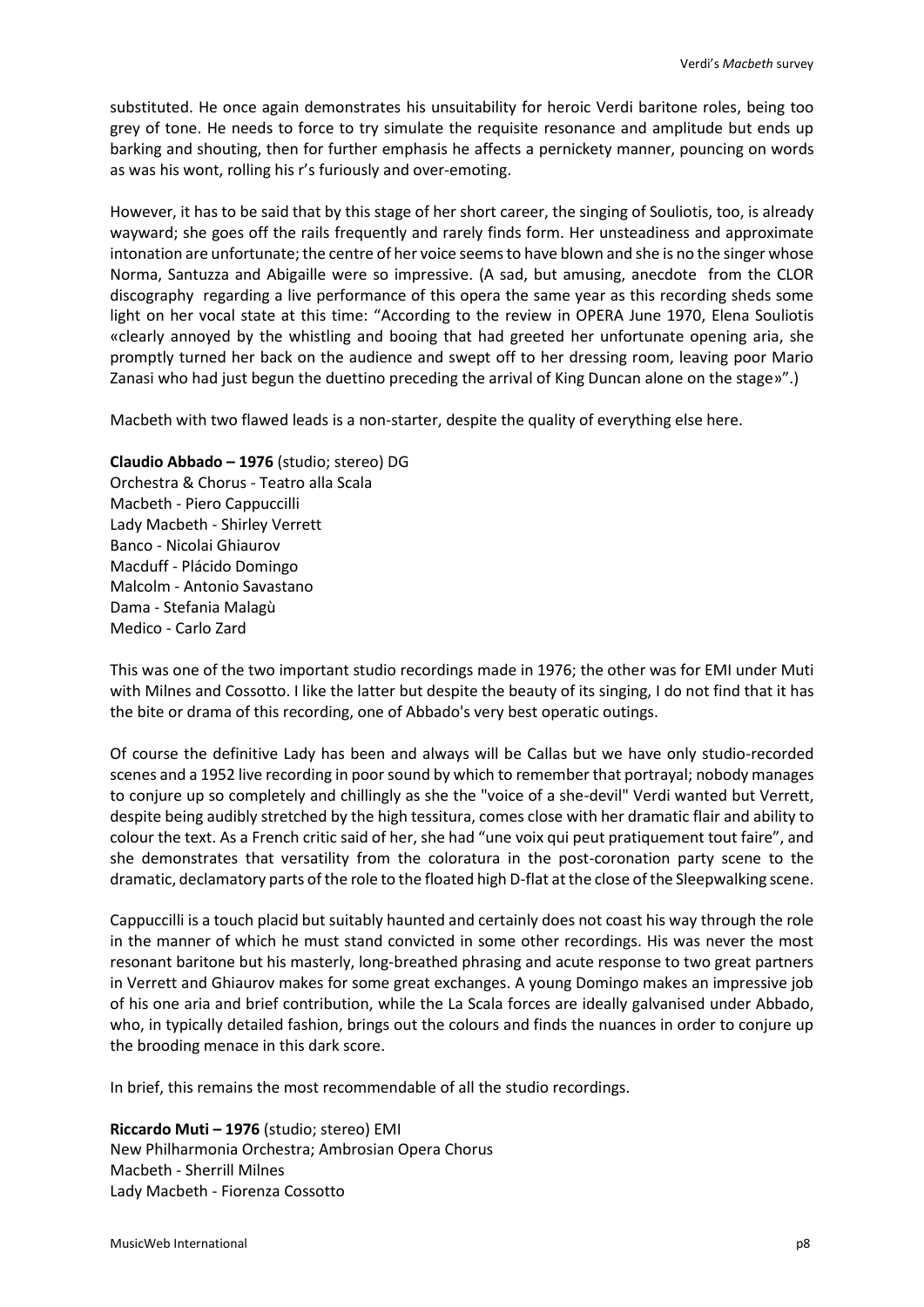substituted. He once again demonstrates his unsuitability for heroic Verdi baritone roles, being too grey of tone. He needs to force to try simulate the requisite resonance and amplitude but ends up barking and shouting, then for further emphasis he affects a pernickety manner, pouncing on words as was his wont, rolling his r's furiously and over-emoting.

However, it has to be said that by this stage of her short career, the singing of Souliotis, too, is already wayward; she goes off the rails frequently and rarely finds form. Her unsteadiness and approximate intonation are unfortunate; the centre of her voice seems to have blown and she is no the singer whose Norma, Santuzza and Abigaille were so impressive. (A sad, but amusing, anecdote from the CLOR discography regarding a live performance of this opera the same year as this recording sheds some light on her vocal state at this time: "According to the review in OPERA June 1970, Elena Souliotis «clearly annoyed by the whistling and booing that had greeted her unfortunate opening aria, she promptly turned her back on the audience and swept off to her dressing room, leaving poor Mario Zanasi who had just begun the duettino preceding the arrival of King Duncan alone on the stage»".)

Macbeth with two flawed leads is a non-starter, despite the quality of everything else here.

**Claudio Abbado – 1976** (studio; stereo) DG
Orchestra & Chorus - Teatro alla Scala
Macbeth - Piero Cappuccilli
Lady Macbeth - Shirley Verrett
Banco - Nicolai Ghiaurov
Macduff - Plácido Domingo
Malcolm - Antonio Savastano
Dama - Stefania Malagù
Medico - Carlo Zard

This was one of the two important studio recordings made in 1976; the other was for EMI under Muti with Milnes and Cossotto. I like the latter but despite the beauty of its singing, I do not find that it has the bite or drama of this recording, one of Abbado's very best operatic outings.

Of course the definitive Lady has been and always will be Callas but we have only studio-recorded scenes and a 1952 live recording in poor sound by which to remember that portrayal; nobody manages to conjure up so completely and chillingly as she the "voice of a she-devil" Verdi wanted but Verrett, despite being audibly stretched by the high tessitura, comes close with her dramatic flair and ability to colour the text. As a French critic said of her, she had "une voix qui peut pratiquement tout faire", and she demonstrates that versatility from the coloratura in the post-coronation party scene to the dramatic, declamatory parts of the role to the floated high D-flat at the close of the Sleepwalking scene.

Cappuccilli is a touch placid but suitably haunted and certainly does not coast his way through the role in the manner of which he must stand convicted in some other recordings. His was never the most resonant baritone but his masterly, long-breathed phrasing and acute response to two great partners in Verrett and Ghiaurov makes for some great exchanges. A young Domingo makes an impressive job of his one aria and brief contribution, while the La Scala forces are ideally galvanised under Abbado, who, in typically detailed fashion, brings out the colours and finds the nuances in order to conjure up the brooding menace in this dark score.

In brief, this remains the most recommendable of all the studio recordings.

**Riccardo Muti – 1976** (studio; stereo) EMI
New Philharmonia Orchestra; Ambrosian Opera Chorus
Macbeth - Sherrill Milnes
Lady Macbeth - Fiorenza Cossotto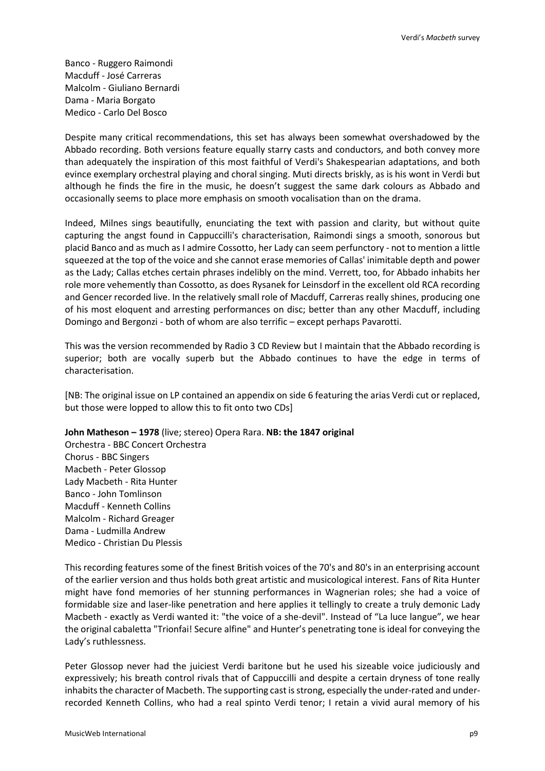Banco - Ruggero Raimondi
Macduff - José Carreras
Malcolm - Giuliano Bernardi
Dama - Maria Borgato
Medico - Carlo Del Bosco

Despite many critical recommendations, this set has always been somewhat overshadowed by the Abbado recording. Both versions feature equally starry casts and conductors, and both convey more than adequately the inspiration of this most faithful of Verdi's Shakespearian adaptations, and both evince exemplary orchestral playing and choral singing. Muti directs briskly, as is his wont in Verdi but although he finds the fire in the music, he doesn't suggest the same dark colours as Abbado and occasionally seems to place more emphasis on smooth vocalisation than on the drama.

Indeed, Milnes sings beautifully, enunciating the text with passion and clarity, but without quite capturing the angst found in Cappuccilli's characterisation, Raimondi sings a smooth, sonorous but placid Banco and as much as I admire Cossotto, her Lady can seem perfunctory - not to mention a little squeezed at the top of the voice and she cannot erase memories of Callas' inimitable depth and power as the Lady; Callas etches certain phrases indelibly on the mind. Verrett, too, for Abbado inhabits her role more vehemently than Cossotto, as does Rysanek for Leinsdorf in the excellent old RCA recording and Gencer recorded live. In the relatively small role of Macduff, Carreras really shines, producing one of his most eloquent and arresting performances on disc; better than any other Macduff, including Domingo and Bergonzi - both of whom are also terrific – except perhaps Pavarotti.

This was the version recommended by Radio 3 CD Review but I maintain that the Abbado recording is superior; both are vocally superb but the Abbado continues to have the edge in terms of characterisation.

[NB: The original issue on LP contained an appendix on side 6 featuring the arias Verdi cut or replaced, but those were lopped to allow this to fit onto two CDs]

**John Matheson – 1978** (live; stereo) Opera Rara. **NB: the 1847 original**
Orchestra - BBC Concert Orchestra
Chorus - BBC Singers
Macbeth - Peter Glossop
Lady Macbeth - Rita Hunter
Banco - John Tomlinson
Macduff - Kenneth Collins
Malcolm - Richard Greager
Dama - Ludmilla Andrew
Medico - Christian Du Plessis

This recording features some of the finest British voices of the 70's and 80's in an enterprising account of the earlier version and thus holds both great artistic and musicological interest. Fans of Rita Hunter might have fond memories of her stunning performances in Wagnerian roles; she had a voice of formidable size and laser-like penetration and here applies it tellingly to create a truly demonic Lady Macbeth - exactly as Verdi wanted it: "the voice of a she-devil". Instead of "La luce langue", we hear the original cabaletta "Trionfai! Secure alfine" and Hunter's penetrating tone is ideal for conveying the Lady's ruthlessness.

Peter Glossop never had the juiciest Verdi baritone but he used his sizeable voice judiciously and expressively; his breath control rivals that of Cappuccilli and despite a certain dryness of tone really inhabits the character of Macbeth. The supporting cast is strong, especially the under-rated and under-recorded Kenneth Collins, who had a real spinto Verdi tenor; I retain a vivid aural memory of his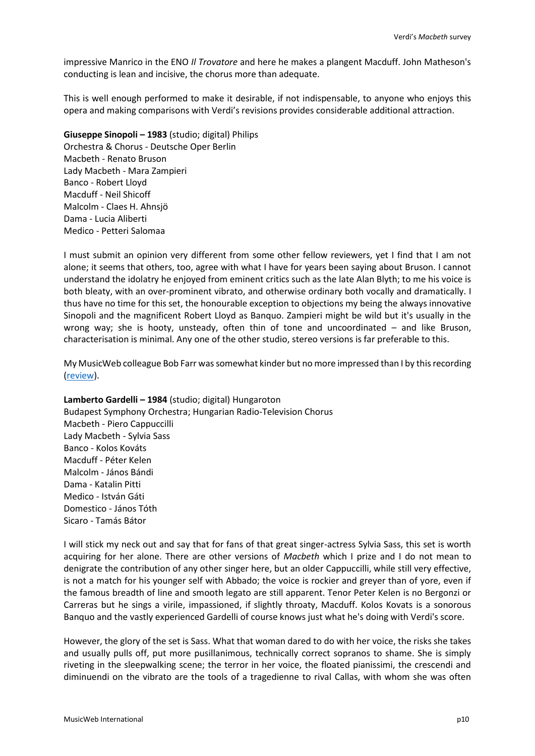impressive Manrico in the ENO *Il Trovatore* and here he makes a plangent Macduff. John Matheson's conducting is lean and incisive, the chorus more than adequate.

This is well enough performed to make it desirable, if not indispensable, to anyone who enjoys this opera and making comparisons with Verdi's revisions provides considerable additional attraction.

**Giuseppe Sinopoli – 1983** (studio; digital) Philips
Orchestra & Chorus - Deutsche Oper Berlin
Macbeth - Renato Bruson
Lady Macbeth - Mara Zampieri
Banco - Robert Lloyd
Macduff - Neil Shicoff
Malcolm - Claes H. Ahnsjö
Dama - Lucia Aliberti
Medico - Petteri Salomaa

I must submit an opinion very different from some other fellow reviewers, yet I find that I am not alone; it seems that others, too, agree with what I have for years been saying about Bruson. I cannot understand the idolatry he enjoyed from eminent critics such as the late Alan Blyth; to me his voice is both bleaty, with an over-prominent vibrato, and otherwise ordinary both vocally and dramatically. I thus have no time for this set, the honourable exception to objections my being the always innovative Sinopoli and the magnificent Robert Lloyd as Banquo. Zampieri might be wild but it's usually in the wrong way; she is hooty, unsteady, often thin of tone and uncoordinated – and like Bruson, characterisation is minimal. Any one of the other studio, stereo versions is far preferable to this.

My MusicWeb colleague Bob Farr was somewhat kinder but no more impressed than I by this recording (review).

**Lamberto Gardelli – 1984** (studio; digital) Hungaroton
Budapest Symphony Orchestra; Hungarian Radio-Television Chorus
Macbeth - Piero Cappuccilli
Lady Macbeth - Sylvia Sass
Banco - Kolos Kováts
Macduff - Péter Kelen
Malcolm - János Bándi
Dama - Katalin Pitti
Medico - István Gáti
Domestico - János Tóth
Sicaro - Tamás Bátor

I will stick my neck out and say that for fans of that great singer-actress Sylvia Sass, this set is worth acquiring for her alone. There are other versions of *Macbeth* which I prize and I do not mean to denigrate the contribution of any other singer here, but an older Cappuccilli, while still very effective, is not a match for his younger self with Abbado; the voice is rockier and greyer than of yore, even if the famous breadth of line and smooth legato are still apparent. Tenor Peter Kelen is no Bergonzi or Carreras but he sings a virile, impassioned, if slightly throaty, Macduff. Kolos Kovats is a sonorous Banquo and the vastly experienced Gardelli of course knows just what he's doing with Verdi's score.

However, the glory of the set is Sass. What that woman dared to do with her voice, the risks she takes and usually pulls off, put more pusillanimous, technically correct sopranos to shame. She is simply riveting in the sleepwalking scene; the terror in her voice, the floated pianissimi, the crescendi and diminuendi on the vibrato are the tools of a tragedienne to rival Callas, with whom she was often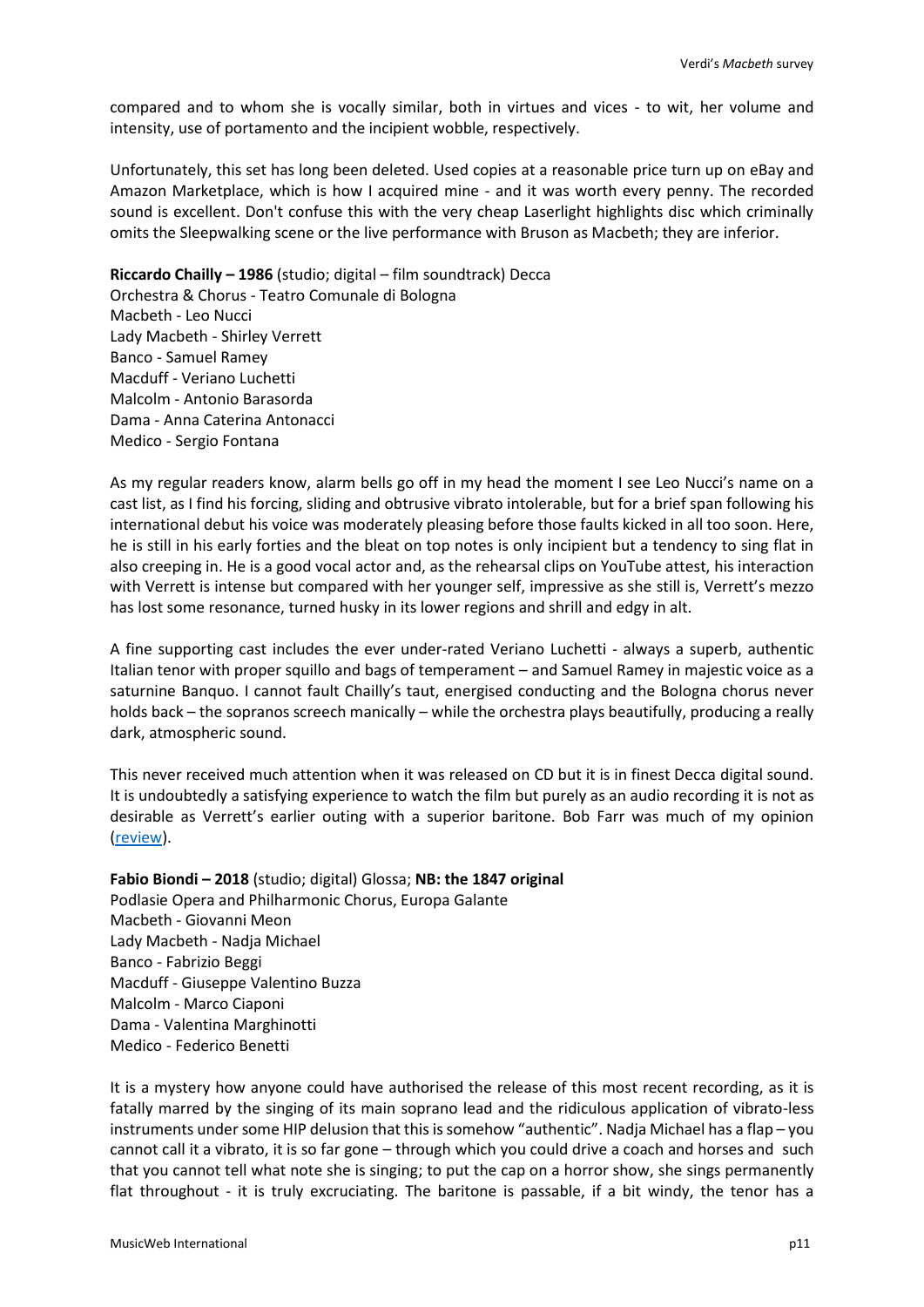compared and to whom she is vocally similar, both in virtues and vices - to wit, her volume and intensity, use of portamento and the incipient wobble, respectively.

Unfortunately, this set has long been deleted. Used copies at a reasonable price turn up on eBay and Amazon Marketplace, which is how I acquired mine - and it was worth every penny. The recorded sound is excellent. Don't confuse this with the very cheap Laserlight highlights disc which criminally omits the Sleepwalking scene or the live performance with Bruson as Macbeth; they are inferior.

**Riccardo Chailly – 1986** (studio; digital – film soundtrack) Decca
Orchestra & Chorus - Teatro Comunale di Bologna
Macbeth - Leo Nucci
Lady Macbeth - Shirley Verrett
Banco - Samuel Ramey
Macduff - Veriano Luchetti
Malcolm - Antonio Barasorda
Dama - Anna Caterina Antonacci
Medico - Sergio Fontana

As my regular readers know, alarm bells go off in my head the moment I see Leo Nucci's name on a cast list, as I find his forcing, sliding and obtrusive vibrato intolerable, but for a brief span following his international debut his voice was moderately pleasing before those faults kicked in all too soon. Here, he is still in his early forties and the bleat on top notes is only incipient but a tendency to sing flat in also creeping in. He is a good vocal actor and, as the rehearsal clips on YouTube attest, his interaction with Verrett is intense but compared with her younger self, impressive as she still is, Verrett's mezzo has lost some resonance, turned husky in its lower regions and shrill and edgy in alt.

A fine supporting cast includes the ever under-rated Veriano Luchetti - always a superb, authentic Italian tenor with proper squillo and bags of temperament – and Samuel Ramey in majestic voice as a saturnine Banquo. I cannot fault Chailly's taut, energised conducting and the Bologna chorus never holds back – the sopranos screech manically – while the orchestra plays beautifully, producing a really dark, atmospheric sound.

This never received much attention when it was released on CD but it is in finest Decca digital sound. It is undoubtedly a satisfying experience to watch the film but purely as an audio recording it is not as desirable as Verrett's earlier outing with a superior baritone. Bob Farr was much of my opinion (review).

**Fabio Biondi – 2018** (studio; digital) Glossa; **NB: the 1847 original**
Podlasie Opera and Philharmonic Chorus, Europa Galante
Macbeth - Giovanni Meon
Lady Macbeth - Nadja Michael
Banco - Fabrizio Beggi
Macduff - Giuseppe Valentino Buzza
Malcolm - Marco Ciaponi
Dama - Valentina Marghinotti
Medico - Federico Benetti

It is a mystery how anyone could have authorised the release of this most recent recording, as it is fatally marred by the singing of its main soprano lead and the ridiculous application of vibrato-less instruments under some HIP delusion that this is somehow "authentic". Nadja Michael has a flap – you cannot call it a vibrato, it is so far gone – through which you could drive a coach and horses and such that you cannot tell what note she is singing; to put the cap on a horror show, she sings permanently flat throughout - it is truly excruciating. The baritone is passable, if a bit windy, the tenor has a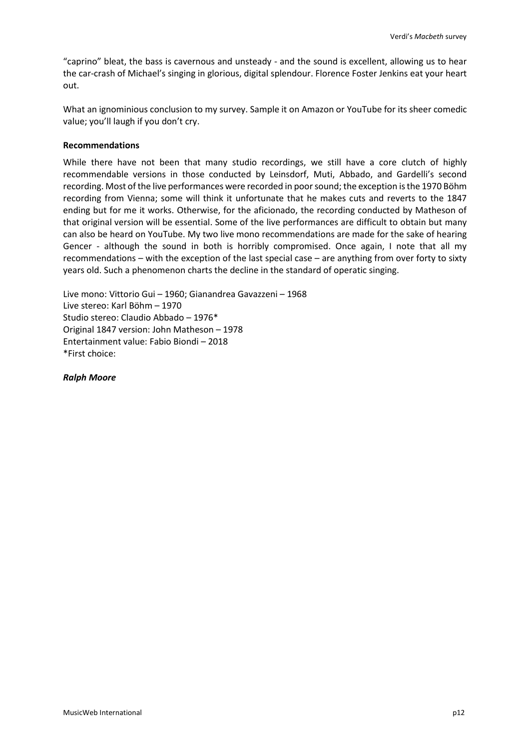"caprino" bleat, the bass is cavernous and unsteady - and the sound is excellent, allowing us to hear the car-crash of Michael's singing in glorious, digital splendour. Florence Foster Jenkins eat your heart out.

What an ignominious conclusion to my survey. Sample it on Amazon or YouTube for its sheer comedic value; you'll laugh if you don't cry.

**Recommendations**

While there have not been that many studio recordings, we still have a core clutch of highly recommendable versions in those conducted by Leinsdorf, Muti, Abbado, and Gardelli's second recording. Most of the live performances were recorded in poor sound; the exception is the 1970 Böhm recording from Vienna; some will think it unfortunate that he makes cuts and reverts to the 1847 ending but for me it works. Otherwise, for the aficionado, the recording conducted by Matheson of that original version will be essential. Some of the live performances are difficult to obtain but many can also be heard on YouTube. My two live mono recommendations are made for the sake of hearing Gencer - although the sound in both is horribly compromised. Once again, I note that all my recommendations – with the exception of the last special case – are anything from over forty to sixty years old. Such a phenomenon charts the decline in the standard of operatic singing.

Live mono: Vittorio Gui – 1960; Gianandrea Gavazzeni – 1968
Live stereo: Karl Böhm – 1970
Studio stereo: Claudio Abbado – 1976*
Original 1847 version: John Matheson – 1978
Entertainment value: Fabio Biondi – 2018
*First choice:

***Ralph Moore***